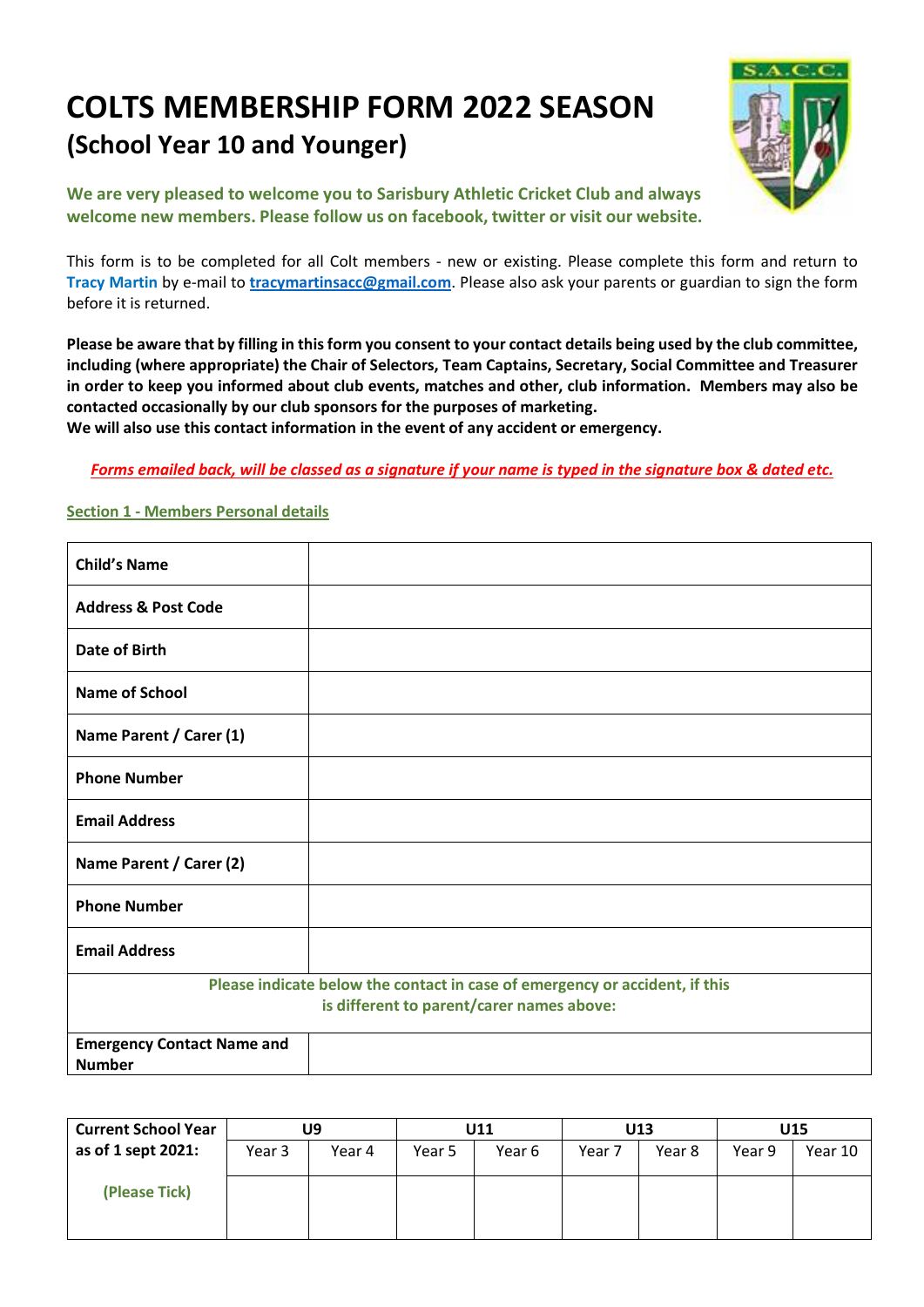# COLTS MEMBERSHIP FORM 2022 SEASON

## (School Year 10 and Younger)

**We are very pleased to welcome you to Sarisbury Athletic Cricket Club and always welcome new members. Please follow us on facebook, twitter or visit our website.**

This form is to be completed for all Colt members - new or existing. Please complete this form and return to **Tracy Martin** by e-mail to **tracymartinsacc@gmail.com**. Please also ask your parents or guardian to sign the form before it is returned.

**Please be aware that by filling in this form you consent to your contact details being used by the club committee, including (where appropriate) the Chair of Selectors, Team Captains, Secretary, Social Committee and Treasurer in order to keep you informed about club events, matches and other, club information. Members may also be contacted occasionally by our club sponsors for the purposes of marketing.**
**We will also use this contact information in the event of any accident or emergency.**

***Forms emailed back, will be classed as a signature if your name is typed in the signature box & dated etc.***

**Section 1 - Members Personal details**

| | |
|---|---|
| **Child's Name** | |
| **Address & Post Code** | |
| **Date of Birth** | |
| **Name of School** | |
| **Name Parent / Carer (1)** | |
| **Phone Number** | |
| **Email Address** | |
| **Name Parent / Carer (2)** | |
| **Phone Number** | |
| **Email Address** | |
| **Please indicate below the contact in case of emergency or accident, if this is different to parent/carer names above:** | |
| **Emergency Contact Name and Number** | |

| **Current School Year as of 1 sept 2021:** | U9 | | U11 | | U13 | | U15 | |
|---|---|---|---|---|---|---|---|---|
| | Year 3 | Year 4 | Year 5 | Year 6 | Year 7 | Year 8 | Year 9 | Year 10 |
| **(Please Tick)** | | | | | | | | |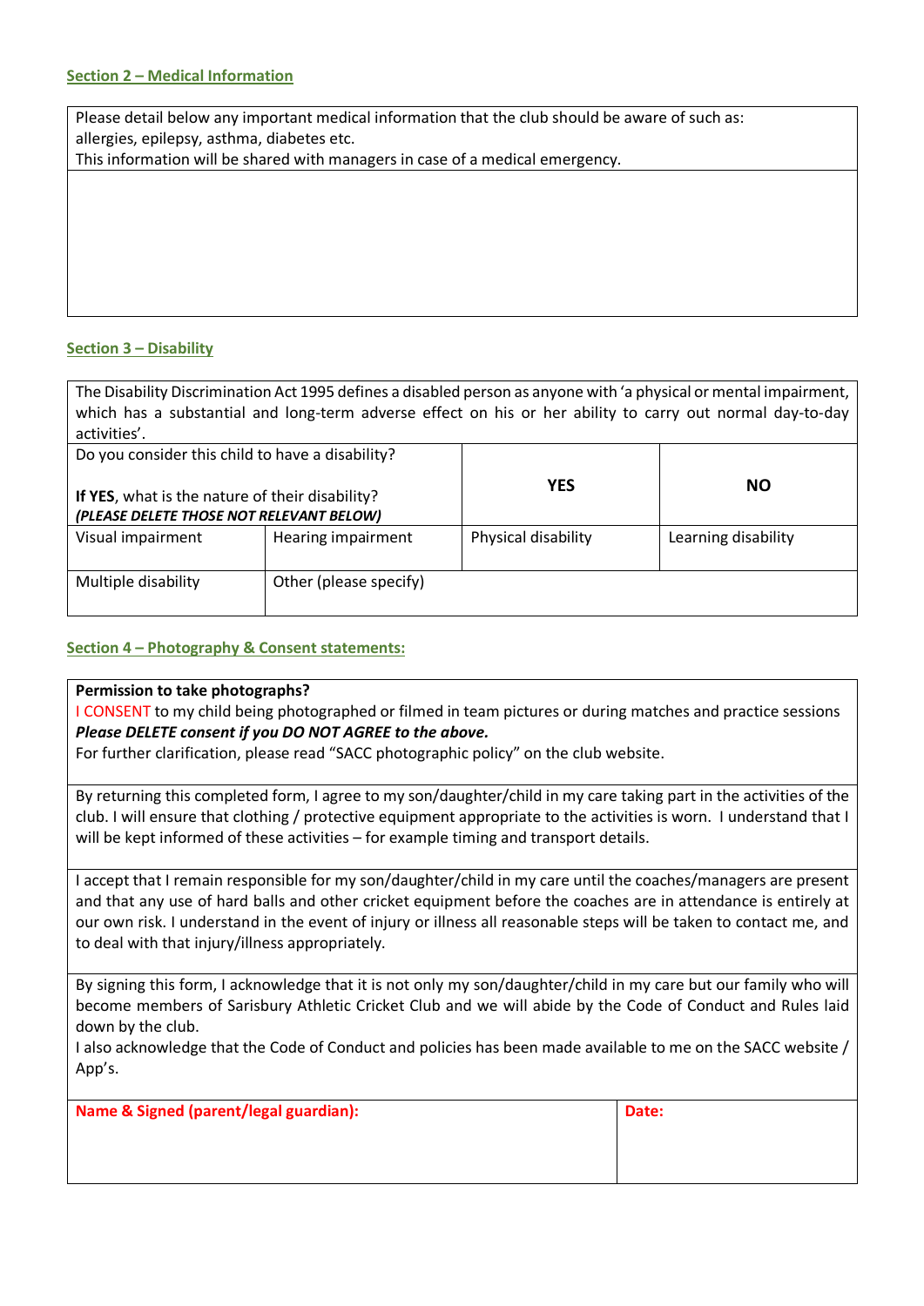**Section 2 – Medical Information**

| Please detail below any important medical information that the club should be aware of such as: allergies, epilepsy, asthma, diabetes etc. This information will be shared with managers in case of a medical emergency. |
|---|
| |

**Section 3 – Disability**

| The Disability Discrimination Act 1995 defines a disabled person as anyone with 'a physical or mental impairment, which has a substantial and long-term adverse effect on his or her ability to carry out normal day-to-day activities'. | | | |
|---|---|---|---|
| Do you consider this child to have a disability?<br><br>**If YES**, what is the nature of their disability?<br>***(PLEASE DELETE THOSE NOT RELEVANT BELOW)*** | | **YES** | **NO** |
| Visual impairment | Hearing impairment | Physical disability | Learning disability |
| Multiple disability | Other (please specify) | | |

**Section 4 – Photography & Consent statements:**

**Permission to take photographs?**
I CONSENT to my child being photographed or filmed in team pictures or during matches and practice sessions
***Please DELETE consent if you DO NOT AGREE to the above.***
For further clarification, please read "SACC photographic policy" on the club website.

By returning this completed form, I agree to my son/daughter/child in my care taking part in the activities of the club. I will ensure that clothing / protective equipment appropriate to the activities is worn. I understand that I will be kept informed of these activities – for example timing and transport details.

I accept that I remain responsible for my son/daughter/child in my care until the coaches/managers are present and that any use of hard balls and other cricket equipment before the coaches are in attendance is entirely at our own risk. I understand in the event of injury or illness all reasonable steps will be taken to contact me, and to deal with that injury/illness appropriately.

By signing this form, I acknowledge that it is not only my son/daughter/child in my care but our family who will become members of Sarisbury Athletic Cricket Club and we will abide by the Code of Conduct and Rules laid down by the club.
I also acknowledge that the Code of Conduct and policies has been made available to me on the SACC website / App's.

| **Name & Signed (parent/legal guardian):** | **Date:** |
|---|---|
| | |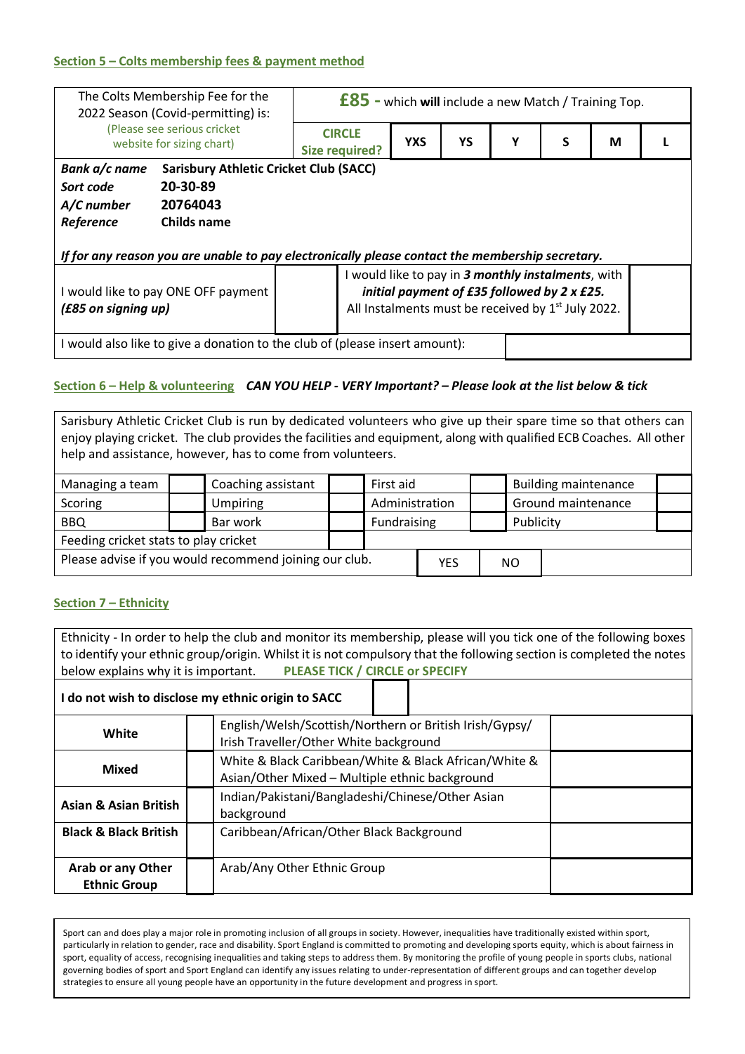## Section 5 – Colts membership fees & payment method

| | | | | | | | |
|---|---|---|---|---|---|---|---|
| The Colts Membership Fee for the 2022 Season (Covid-permitting) is: | **£85 -** which **will** include a new Match / Training Top. | | | | | | |
| (Please see serious cricket website for sizing chart) | **CIRCLE Size required?** | **YXS** | **YS** | **Y** | **S** | **M** | **L** |

***Bank a/c name*** **Sarisbury Athletic Cricket Club (SACC)**
***Sort code*** **20-30-89**
***A/C number*** **20764043**
***Reference*** **Childs name**

***If for any reason you are unable to pay electronically please contact the membership secretary.***

| | | | |
|---|---|---|---|
| I would like to pay ONE OFF payment ***(£85 on signing up)*** | | I would like to pay in ***3 monthly instalments***, with ***initial payment of £35 followed by 2 x £25.*** All Instalments must be received by 1st July 2022. | |
| I would also like to give a donation to the club of (please insert amount): | | | |

## Section 6 – Help & volunteering *CAN YOU HELP - VERY Important? – Please look at the list below & tick*

Sarisbury Athletic Cricket Club is run by dedicated volunteers who give up their spare time so that others can enjoy playing cricket. The club provides the facilities and equipment, along with qualified ECB Coaches. All other help and assistance, however, has to come from volunteers.

| | | | | | | | |
|---|---|---|---|---|---|---|---|
| Managing a team | | Coaching assistant | | First aid | | Building maintenance | |
| Scoring | | Umpiring | | Administration | | Ground maintenance | |
| BBQ | | Bar work | | Fundraising | | Publicity | |
| Feeding cricket stats to play cricket | | | | | | | |
| Please advise if you would recommend joining our club. | | | | YES | | NO | |

## Section 7 – Ethnicity

Ethnicity - In order to help the club and monitor its membership, please will you tick one of the following boxes to identify your ethnic group/origin. Whilst it is not compulsory that the following section is completed the notes below explains why it is important. **PLEASE TICK / CIRCLE or SPECIFY**

| | | | |
|---|---|---|---|
| **I do not wish to disclose my ethnic origin to SACC** | | | |
| **White** | | English/Welsh/Scottish/Northern or British Irish/Gypsy/ Irish Traveller/Other White background | |
| **Mixed** | | White & Black Caribbean/White & Black African/White & Asian/Other Mixed – Multiple ethnic background | |
| **Asian & Asian British** | | Indian/Pakistani/Bangladeshi/Chinese/Other Asian background | |
| **Black & Black British** | | Caribbean/African/Other Black Background | |
| **Arab or any Other Ethnic Group** | | Arab/Any Other Ethnic Group | |

Sport can and does play a major role in promoting inclusion of all groups in society. However, inequalities have traditionally existed within sport, particularly in relation to gender, race and disability. Sport England is committed to promoting and developing sports equity, which is about fairness in sport, equality of access, recognising inequalities and taking steps to address them. By monitoring the profile of young people in sports clubs, national governing bodies of sport and Sport England can identify any issues relating to under-representation of different groups and can together develop strategies to ensure all young people have an opportunity in the future development and progress in sport.